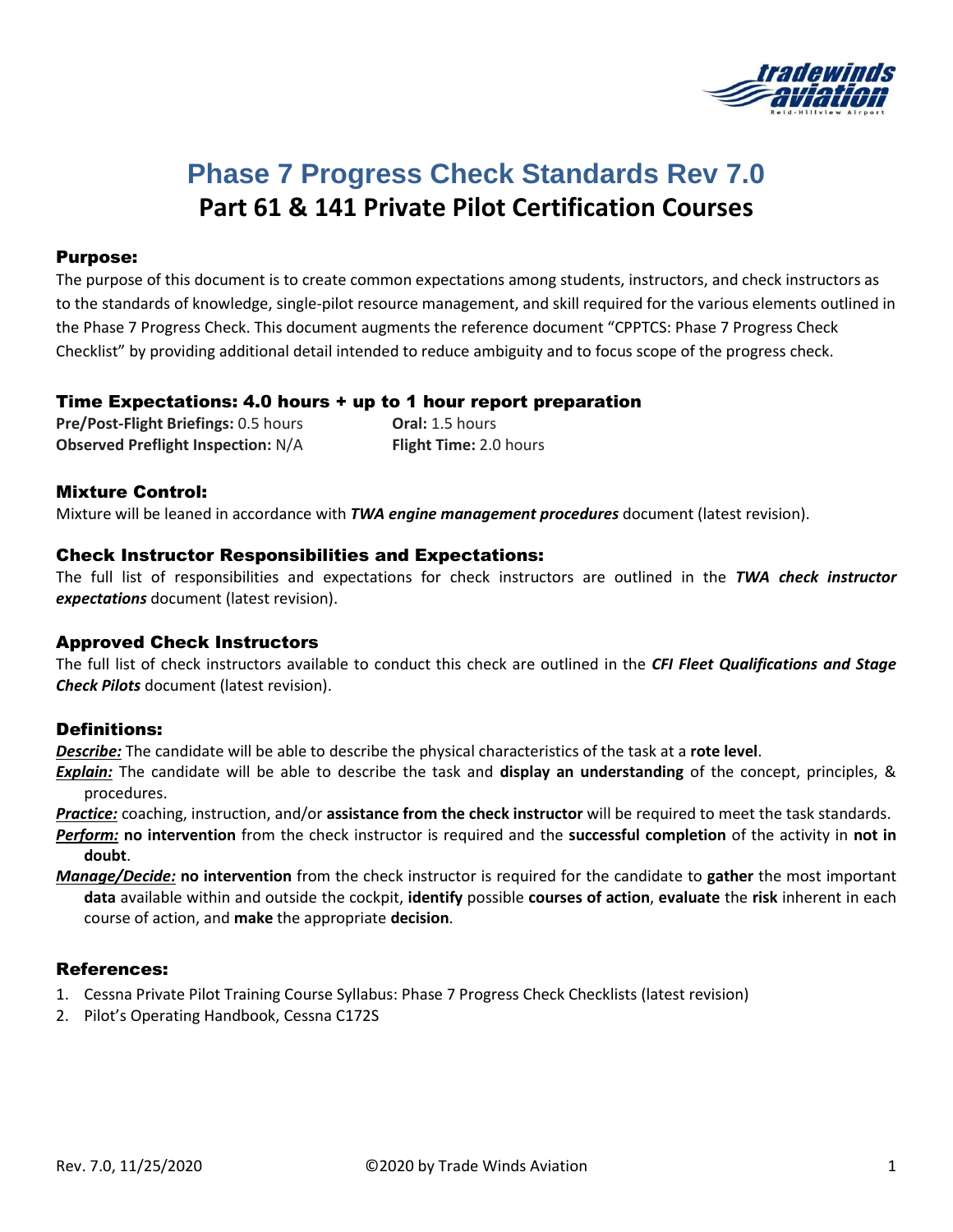# Phase 7 Progress Check Standards Rev 7.0

## Part 61 & 141 Private Pilot Certification Courses

### Purpose:

The purpose of this document is to create common expectations among students, instructors, and check instructors as to the standards of knowledge, single-pilot resource management, and skill required for the various elements outlined in the Phase 7 Progress Check. This document augments the reference document "CPPTCS: Phase 7 Progress Check Checklist" by providing additional detail intended to reduce ambiguity and to focus scope of the progress check.

### Time Expectations: 4.0 hours + up to 1 hour report preparation

**Pre/Post-Flight Briefings:** 0.5 hours
**Oral:** 1.5 hours
**Observed Preflight Inspection:** N/A
**Flight Time:** 2.0 hours

### Mixture Control:

Mixture will be leaned in accordance with ***TWA engine management procedures*** document (latest revision).

### Check Instructor Responsibilities and Expectations:

The full list of responsibilities and expectations for check instructors are outlined in the ***TWA check instructor expectations*** document (latest revision).

### Approved Check Instructors

The full list of check instructors available to conduct this check are outlined in the ***CFI Fleet Qualifications and Stage Check Pilots*** document (latest revision).

### Definitions:

***Describe:*** The candidate will be able to describe the physical characteristics of the task at a **rote level**.

***Explain:*** The candidate will be able to describe the task and **display an understanding** of the concept, principles, & procedures.

***Practice:*** coaching, instruction, and/or **assistance from the check instructor** will be required to meet the task standards.

***Perform:*** **no intervention** from the check instructor is required and the **successful completion** of the activity in **not in doubt**.

***Manage/Decide:*** **no intervention** from the check instructor is required for the candidate to **gather** the most important **data** available within and outside the cockpit, **identify** possible **courses of action**, **evaluate** the **risk** inherent in each course of action, and **make** the appropriate **decision**.

### References:

1. Cessna Private Pilot Training Course Syllabus: Phase 7 Progress Check Checklists (latest revision)
2. Pilot's Operating Handbook, Cessna C172S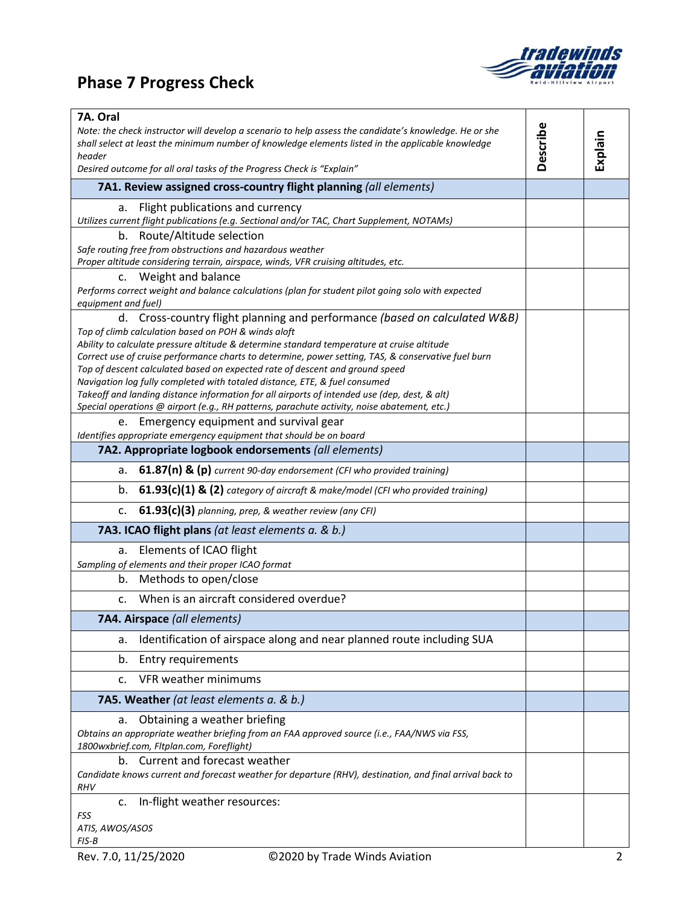# Phase 7 Progress Check

| 7A. Oral<br>*Note: the check instructor will develop a scenario to help assess the candidate's knowledge. He or she shall select at least the minimum number of knowledge elements listed in the applicable knowledge header*<br>*Desired outcome for all oral tasks of the Progress Check is "Explain"* | Describe | Explain |
|---|---|---|
| **7A1. Review assigned cross-country flight planning** *(all elements)* | | |
| a. Flight publications and currency<br>*Utilizes current flight publications (e.g. Sectional and/or TAC, Chart Supplement, NOTAMs)* | | |
| b. Route/Altitude selection<br>*Safe routing free from obstructions and hazardous weather*<br>*Proper altitude considering terrain, airspace, winds, VFR cruising altitudes, etc.* | | |
| c. Weight and balance<br>*Performs correct weight and balance calculations (plan for student pilot going solo with expected equipment and fuel)* | | |
| d. Cross-country flight planning and performance *(based on calculated W&B)*<br>*Top of climb calculation based on POH & winds aloft*<br>*Ability to calculate pressure altitude & determine standard temperature at cruise altitude*<br>*Correct use of cruise performance charts to determine, power setting, TAS, & conservative fuel burn*<br>*Top of descent calculated based on expected rate of descent and ground speed*<br>*Navigation log fully completed with totaled distance, ETE, & fuel consumed*<br>*Takeoff and landing distance information for all airports of intended use (dep, dest, & alt)*<br>*Special operations @ airport (e.g., RH patterns, parachute activity, noise abatement, etc.)* | | |
| e. Emergency equipment and survival gear<br>*Identifies appropriate emergency equipment that should be on board* | | |
| **7A2. Appropriate logbook endorsements** *(all elements)* | | |
| a. **61.87(n) & (p)** *current 90-day endorsement (CFI who provided training)* | | |
| b. **61.93(c)(1) & (2)** *category of aircraft & make/model (CFI who provided training)* | | |
| c. **61.93(c)(3)** *planning, prep, & weather review (any CFI)* | | |
| **7A3. ICAO flight plans** *(at least elements a. & b.)* | | |
| a. Elements of ICAO flight<br>*Sampling of elements and their proper ICAO format* | | |
| b. Methods to open/close | | |
| c. When is an aircraft considered overdue? | | |
| **7A4. Airspace** *(all elements)* | | |
| a. Identification of airspace along and near planned route including SUA | | |
| b. Entry requirements | | |
| c. VFR weather minimums | | |
| **7A5. Weather** *(at least elements a. & b.)* | | |
| a. Obtaining a weather briefing<br>*Obtains an appropriate weather briefing from an FAA approved source (i.e., FAA/NWS via FSS, 1800wxbrief.com, Fltplan.com, Foreflight)* | | |
| b. Current and forecast weather<br>*Candidate knows current and forecast weather for departure (RHV), destination, and final arrival back to RHV* | | |
| c. In-flight weather resources:<br>*FSS*<br>*ATIS, AWOS/ASOS*<br>*FIS-B* | | |

Rev. 7.0, 11/25/2020 ©2020 by Trade Winds Aviation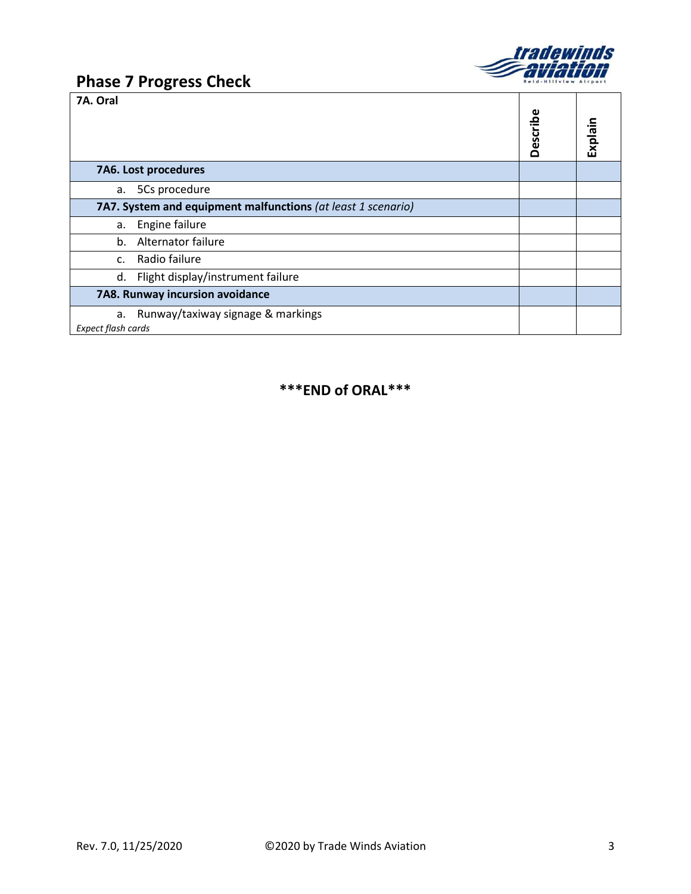## Phase 7 Progress Check

| 7A. Oral | Describe | Explain |
|---|---|---|
| **7A6. Lost procedures** | | |
| a. 5Cs procedure | | |
| **7A7. System and equipment malfunctions** *(at least 1 scenario)* | | |
| a. Engine failure | | |
| b. Alternator failure | | |
| c. Radio failure | | |
| d. Flight display/instrument failure | | |
| **7A8. Runway incursion avoidance** | | |
| a. Runway/taxiway signage & markings<br>*Expect flash cards* | | |

**\*\*\*END of ORAL\*\*\***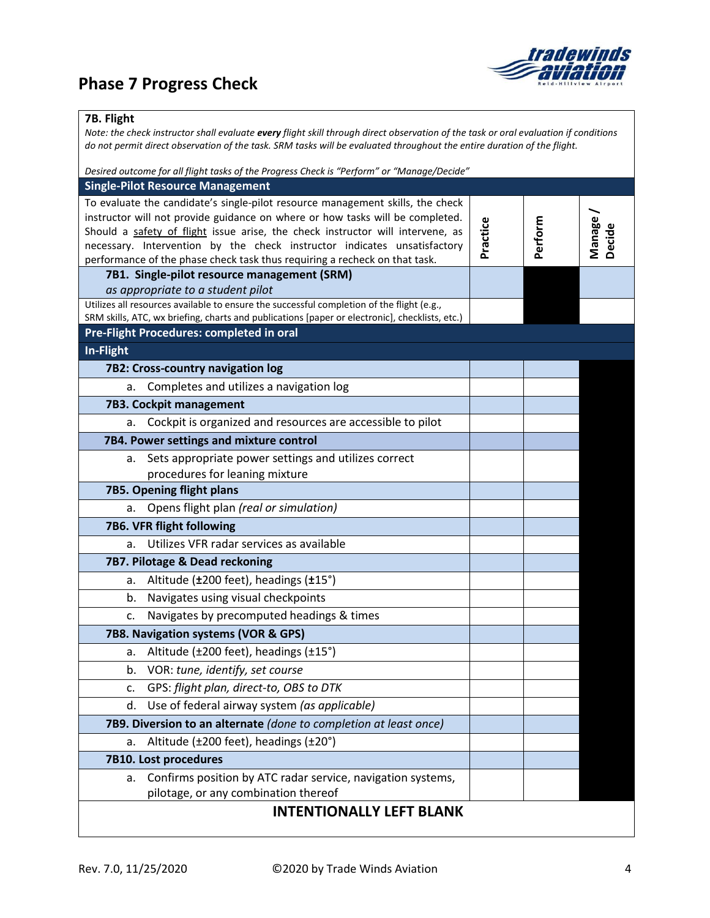## Phase 7 Progress Check

### 7B. Flight

*Note: the check instructor shall evaluate* ***every*** *flight skill through direct observation of the task or oral evaluation if conditions do not permit direct observation of the task. SRM tasks will be evaluated throughout the entire duration of the flight.*

*Desired outcome for all flight tasks of the Progress Check is "Perform" or "Manage/Decide"*

| **Single-Pilot Resource Management** | | | |
|---|---|---|---|
| To evaluate the candidate's single-pilot resource management skills, the check instructor will not provide guidance on where or how tasks will be completed. Should a safety of flight issue arise, the check instructor will intervene, as necessary. Intervention by the check instructor indicates unsatisfactory performance of the phase check task thus requiring a recheck on that task. | **Practice** | **Perform** | **Manage / Decide** |
| **7B1. Single-pilot resource management (SRM)** *as appropriate to a student pilot* | | | |
| Utilizes all resources available to ensure the successful completion of the flight (e.g., SRM skills, ATC, wx briefing, charts and publications [paper or electronic], checklists, etc.) | | | |
| **Pre-Flight Procedures: completed in oral** | | | |
| **In-Flight** | | | |
| **7B2: Cross-country navigation log** | | | |
| a. Completes and utilizes a navigation log | | | |
| **7B3. Cockpit management** | | | |
| a. Cockpit is organized and resources are accessible to pilot | | | |
| **7B4. Power settings and mixture control** | | | |
| a. Sets appropriate power settings and utilizes correct procedures for leaning mixture | | | |
| **7B5. Opening flight plans** | | | |
| a. Opens flight plan *(real or simulation)* | | | |
| **7B6. VFR flight following** | | | |
| a. Utilizes VFR radar services as available | | | |
| **7B7. Pilotage & Dead reckoning** | | | |
| a. Altitude (±200 feet), headings (±15°) | | | |
| b. Navigates using visual checkpoints | | | |
| c. Navigates by precomputed headings & times | | | |
| **7B8. Navigation systems (VOR & GPS)** | | | |
| a. Altitude (±200 feet), headings (±15°) | | | |
| b. VOR: *tune, identify, set course* | | | |
| c. GPS: *flight plan, direct-to, OBS to DTK* | | | |
| d. Use of federal airway system *(as applicable)* | | | |
| **7B9. Diversion to an alternate** *(done to completion at least once)* | | | |
| a. Altitude (±200 feet), headings (±20°) | | | |
| **7B10. Lost procedures** | | | |
| a. Confirms position by ATC radar service, navigation systems, pilotage, or any combination thereof | | | |

**INTENTIONALLY LEFT BLANK**

Rev. 7.0, 11/25/2020 ©2020 by Trade Winds Aviation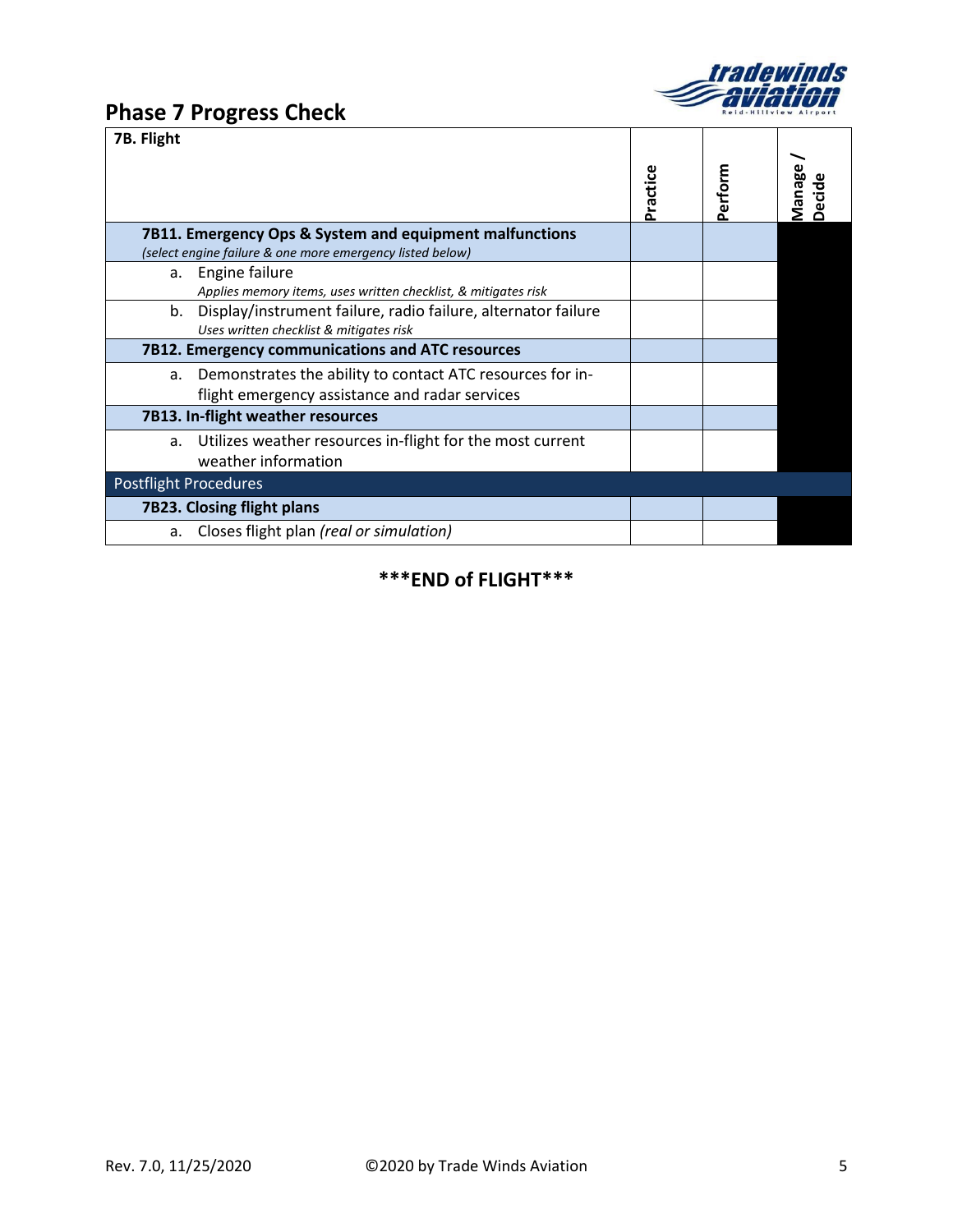## Phase 7 Progress Check

| 7B. Flight | Practice | Perform | Manage / Decide |
|---|---|---|---|
| **7B11. Emergency Ops & System and equipment malfunctions** *(select engine failure & one more emergency listed below)* | | | |
| a. Engine failure *Applies memory items, uses written checklist, & mitigates risk* | | | |
| b. Display/instrument failure, radio failure, alternator failure *Uses written checklist & mitigates risk* | | | |
| **7B12. Emergency communications and ATC resources** | | | |
| a. Demonstrates the ability to contact ATC resources for in-flight emergency assistance and radar services | | | |
| **7B13. In-flight weather resources** | | | |
| a. Utilizes weather resources in-flight for the most current weather information | | | |
| Postflight Procedures | | | |
| **7B23. Closing flight plans** | | | |
| a. Closes flight plan *(real or simulation)* | | | |

**\*\*\*END of FLIGHT\*\*\***

Rev. 7.0, 11/25/2020 ©2020 by Trade Winds Aviation